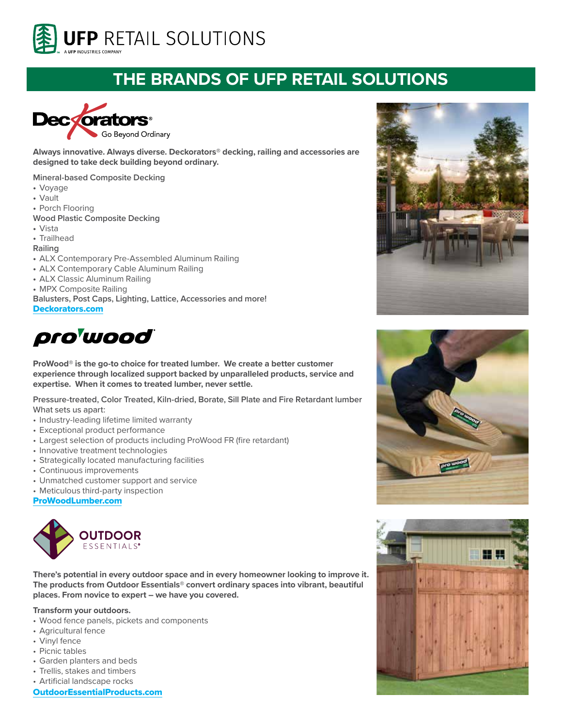UFP RETAIL SOLUTIONS

A UFP INDUSTRIES COMPANY

# THE BRANDS OF UFP RETAIL SOLUTIONS

## Deckorators®

Go Beyond Ordinary

**Always innovative. Always diverse. Deckorators® decking, railing and accessories are designed to take deck building beyond ordinary.**

Mineral-based Composite Decking
- Voyage
- Vault
- Porch Flooring

Wood Plastic Composite Decking
- Vista
- Trailhead

Railing
- ALX Contemporary Pre-Assembled Aluminum Railing
- ALX Contemporary Cable Aluminum Railing
- ALX Classic Aluminum Railing
- MPX Composite Railing

Balusters, Post Caps, Lighting, Lattice, Accessories and more!

**Deckorators.com**

## pro wood®

**ProWood® is the go-to choice for treated lumber. We create a better customer experience through localized support backed by unparalleled products, service and expertise. When it comes to treated lumber, never settle.**

Pressure-treated, Color Treated, Kiln-dried, Borate, Sill Plate and Fire Retardant lumber

What sets us apart:
- Industry-leading lifetime limited warranty
- Exceptional product performance
- Largest selection of products including ProWood FR (fire retardant)
- Innovative treatment technologies
- Strategically located manufacturing facilities
- Continuous improvements
- Unmatched customer support and service
- Meticulous third-party inspection

**ProWoodLumber.com**

## OUTDOOR ESSENTIALS®

**There's potential in every outdoor space and in every homeowner looking to improve it. The products from Outdoor Essentials® convert ordinary spaces into vibrant, beautiful places. From novice to expert – we have you covered.**

**Transform your outdoors.**
- Wood fence panels, pickets and components
- Agricultural fence
- Vinyl fence
- Picnic tables
- Garden planters and beds
- Trellis, stakes and timbers
- Artificial landscape rocks

**OutdoorEssentialProducts.com**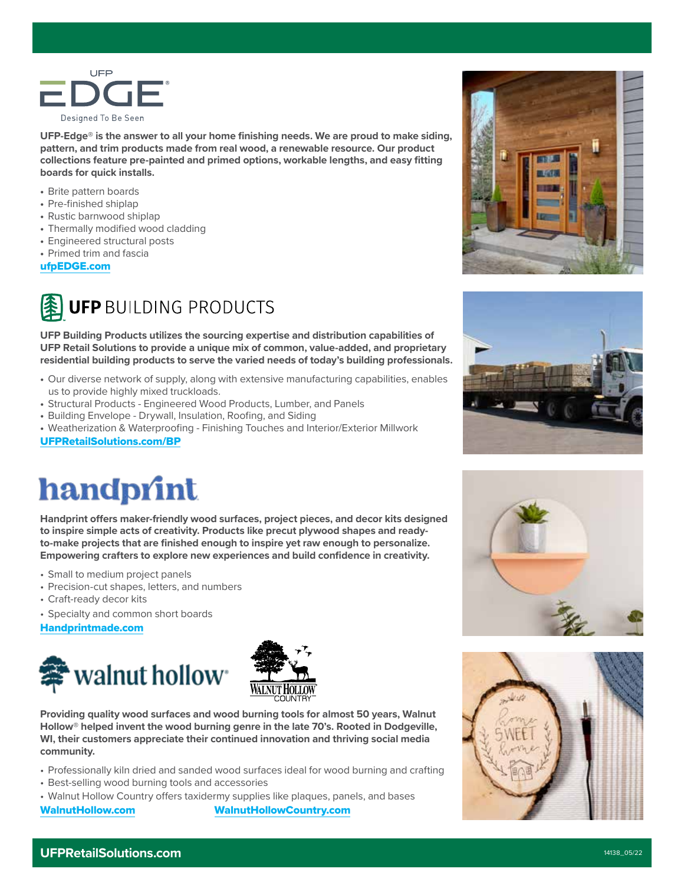## UFP EDGE®

Designed To Be Seen

**UFP-Edge® is the answer to all your home finishing needs. We are proud to make siding, pattern, and trim products made from real wood, a renewable resource. Our product collections feature pre-painted and primed options, workable lengths, and easy fitting boards for quick installs.**

- Brite pattern boards
- Pre-finished shiplap
- Rustic barnwood shiplap
- Thermally modified wood cladding
- Engineered structural posts
- Primed trim and fascia

ufpEDGE.com

## UFP BUILDING PRODUCTS

**UFP Building Products utilizes the sourcing expertise and distribution capabilities of UFP Retail Solutions to provide a unique mix of common, value-added, and proprietary residential building products to serve the varied needs of today's building professionals.**

- Our diverse network of supply, along with extensive manufacturing capabilities, enables us to provide highly mixed truckloads.
- Structural Products - Engineered Wood Products, Lumber, and Panels
- Building Envelope - Drywall, Insulation, Roofing, and Siding
- Weatherization & Waterproofing - Finishing Touches and Interior/Exterior Millwork

UFPRetailSolutions.com/BP

## handprint

**Handprint offers maker-friendly wood surfaces, project pieces, and decor kits designed to inspire simple acts of creativity. Products like precut plywood shapes and ready-to-make projects that are finished enough to inspire yet raw enough to personalize. Empowering crafters to explore new experiences and build confidence in creativity.**

- Small to medium project panels
- Precision-cut shapes, letters, and numbers
- Craft-ready decor kits
- Specialty and common short boards

Handprintmade.com

## walnut hollow® / WALNUT HOLLOW COUNTRY

**Providing quality wood surfaces and wood burning tools for almost 50 years, Walnut Hollow® helped invent the wood burning genre in the late 70's. Rooted in Dodgeville, WI, their customers appreciate their continued innovation and thriving social media community.**

- Professionally kiln dried and sanded wood surfaces ideal for wood burning and crafting
- Best-selling wood burning tools and accessories
- Walnut Hollow Country offers taxidermy supplies like plaques, panels, and bases

WalnutHollow.com    WalnutHollowCountry.com

**UFPRetailSolutions.com**

14138_05/22